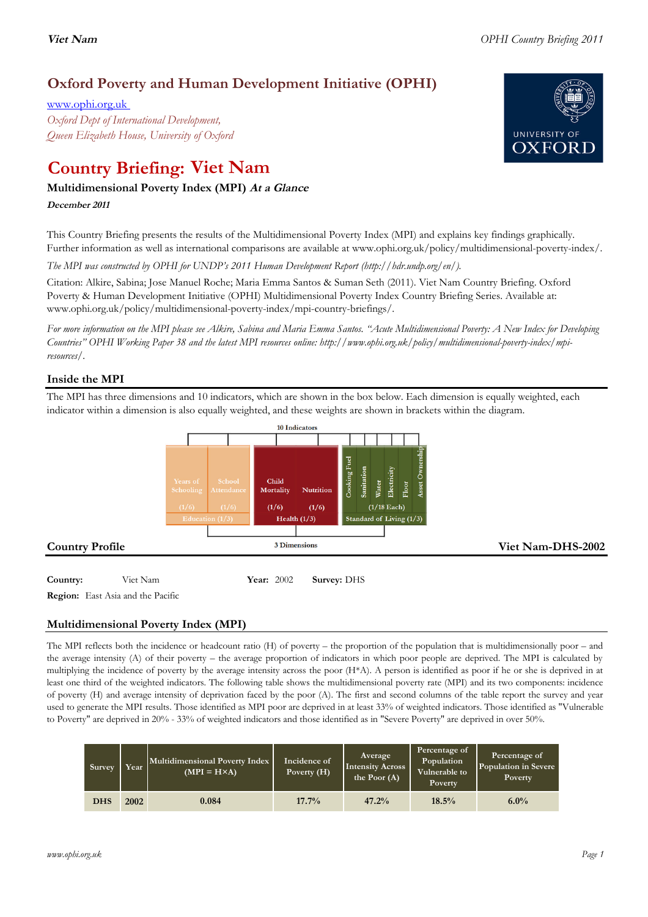# Oxford Poverty and Human Development Initiative (OPHI)

www.ophi.org.uk

*Oxford Dept of International Development, Queen Elizabeth House, University of Oxford*

# Country Briefing: Viet Nam

### Multidimensional Poverty Index (MPI) *At a Glance*

***December 2011***

This Country Briefing presents the results of the Multidimensional Poverty Index (MPI) and explains key findings graphically. Further information as well as international comparisons are available at www.ophi.org.uk/policy/multidimensional-poverty-index/.

*The MPI was constructed by OPHI for UNDP's 2011 Human Development Report (http://hdr.undp.org/en/).*

Citation: Alkire, Sabina; Jose Manuel Roche; Maria Emma Santos & Suman Seth (2011). Viet Nam Country Briefing. Oxford Poverty & Human Development Initiative (OPHI) Multidimensional Poverty Index Country Briefing Series. Available at: www.ophi.org.uk/policy/multidimensional-poverty-index/mpi-country-briefings/.

*For more information on the MPI please see Alkire, Sabina and Maria Emma Santos. "Acute Multidimensional Poverty: A New Index for Developing Countries" OPHI Working Paper 38 and the latest MPI resources online: http://www.ophi.org.uk/policy/multidimensional-poverty-index/mpi-resources/.*

## Inside the MPI

The MPI has three dimensions and 10 indicators, which are shown in the box below. Each dimension is equally weighted, each indicator within a dimension is also equally weighted, and these weights are shown in brackets within the diagram.

10 Indicators

| Education (1/3) | | Health (1/3) | | Standard of Living (1/3) | | | | | |
|---|---|---|---|---|---|---|---|---|---|
| Years of Schooling (1/6) | School Attendance (1/6) | Child Mortality (1/6) | Nutrition (1/6) | Cooking Fuel | Sanitation | Water | Electricity | Floor | Asset Ownership |
| | | | | (1/18 Each) | | | | | |

3 Dimensions

## Country Profile

**Viet Nam-DHS-2002**

**Country:** Viet Nam **Year:** 2002 **Survey:** DHS

**Region:** East Asia and the Pacific

## Multidimensional Poverty Index (MPI)

The MPI reflects both the incidence or headcount ratio (H) of poverty – the proportion of the population that is multidimensionally poor – and the average intensity (A) of their poverty – the average proportion of indicators in which poor people are deprived. The MPI is calculated by multiplying the incidence of poverty by the average intensity across the poor (H*A). A person is identified as poor if he or she is deprived in at least one third of the weighted indicators. The following table shows the multidimensional poverty rate (MPI) and its two components: incidence of poverty (H) and average intensity of deprivation faced by the poor (A). The first and second columns of the table report the survey and year used to generate the MPI results. Those identified as MPI poor are deprived in at least 33% of weighted indicators. Those identified as "Vulnerable to Poverty" are deprived in 20% - 33% of weighted indicators and those identified as in "Severe Poverty" are deprived in over 50%.

| Survey | Year | Multidimensional Poverty Index (MPI = H×A) | Incidence of Poverty (H) | Average Intensity Across the Poor (A) | Percentage of Population Vulnerable to Poverty | Percentage of Population in Severe Poverty |
|---|---|---|---|---|---|---|
| DHS | 2002 | 0.084 | 17.7% | 47.2% | 18.5% | 6.0% |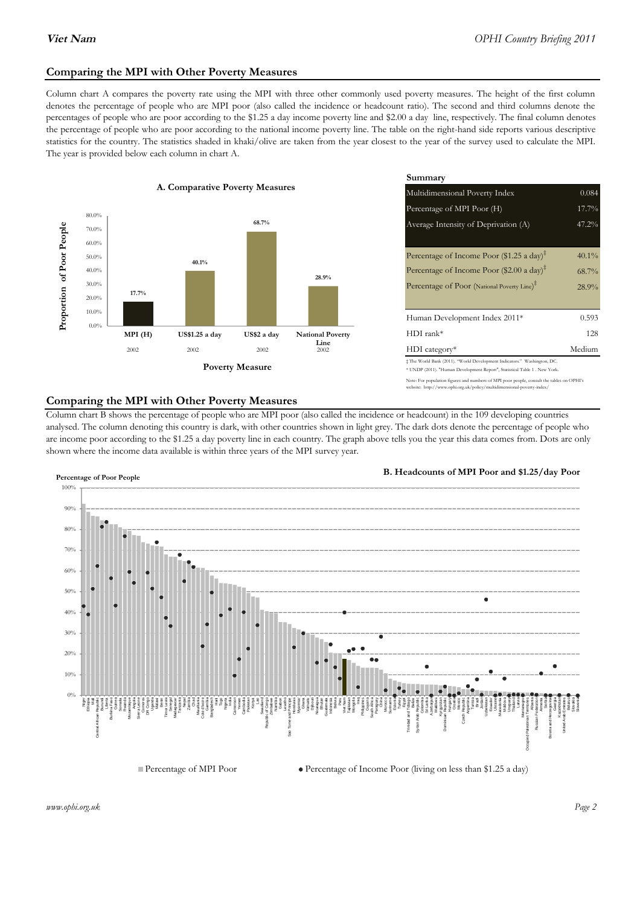## Comparing the MPI with Other Poverty Measures

Column chart A compares the poverty rate using the MPI with three other commonly used poverty measures. The height of the first column denotes the percentage of people who are MPI poor (also called the incidence or headcount ratio). The second and third columns denote the percentages of people who are poor according to the $1.25 a day income poverty line and $2.00 a day line, respectively. The final column denotes the percentage of people who are poor according to the national income poverty line. The table on the right-hand side reports various descriptive statistics for the country. The statistics shaded in khaki/olive are taken from the year closest to the year of the survey used to calculate the MPI. The year is provided below each column in chart A.

**A. Comparative Poverty Measures**

| Poverty Measure | Proportion of Poor People | Year |
|---|---|---|
| MPI (H) | 17.7% | 2002 |
| US$1.25 a day | 40.1% | 2002 |
| US$2 a day | 68.7% | 2002 |
| National Poverty Line | 28.9% | 2002 |

**Summary**

| | |
|---|---|
| Multidimensional Poverty Index | 0.084 |
| Percentage of MPI Poor (H) | 17.7% |
| Average Intensity of Deprivation (A) | 47.2% |
| Percentage of Income Poor ($1.25 a day)‡ | 40.1% |
| Percentage of Income Poor ($2.00 a day)‡ | 68.7% |
| Percentage of Poor (National Poverty Line)‡ | 28.9% |
| Human Development Index 2011* | 0.593 |
| HDI rank* | 128 |
| HDI category* | Medium |

‡ The World Bank (2011). "World Development Indicators." Washington, DC.
* UNDP (2011). "Human Development Report", Statistical Table 1 . New York.

Note: For population figures and numbers of MPI poor people, consult the tables on OPHI's website: http://www.ophi.org.uk/policy/multidimensional-poverty-index/

## Comparing the MPI with Other Poverty Measures

Column chart B shows the percentage of people who are MPI poor (also called the incidence or headcount) in the 109 developing countries analysed. The column denoting this country is dark, with other countries shown in light grey. The dark dots denote the percentage of people who are income poor according to the $1.25 a day poverty line in each country. The graph above tells you the year this data comes from. Dots are only shown where the income data available is within three years of the MPI survey year.

**B. Headcounts of MPI Poor and $1.25/day Poor**

■ Percentage of MPI Poor ● Percentage of Income Poor (living on less than $1.25 a day)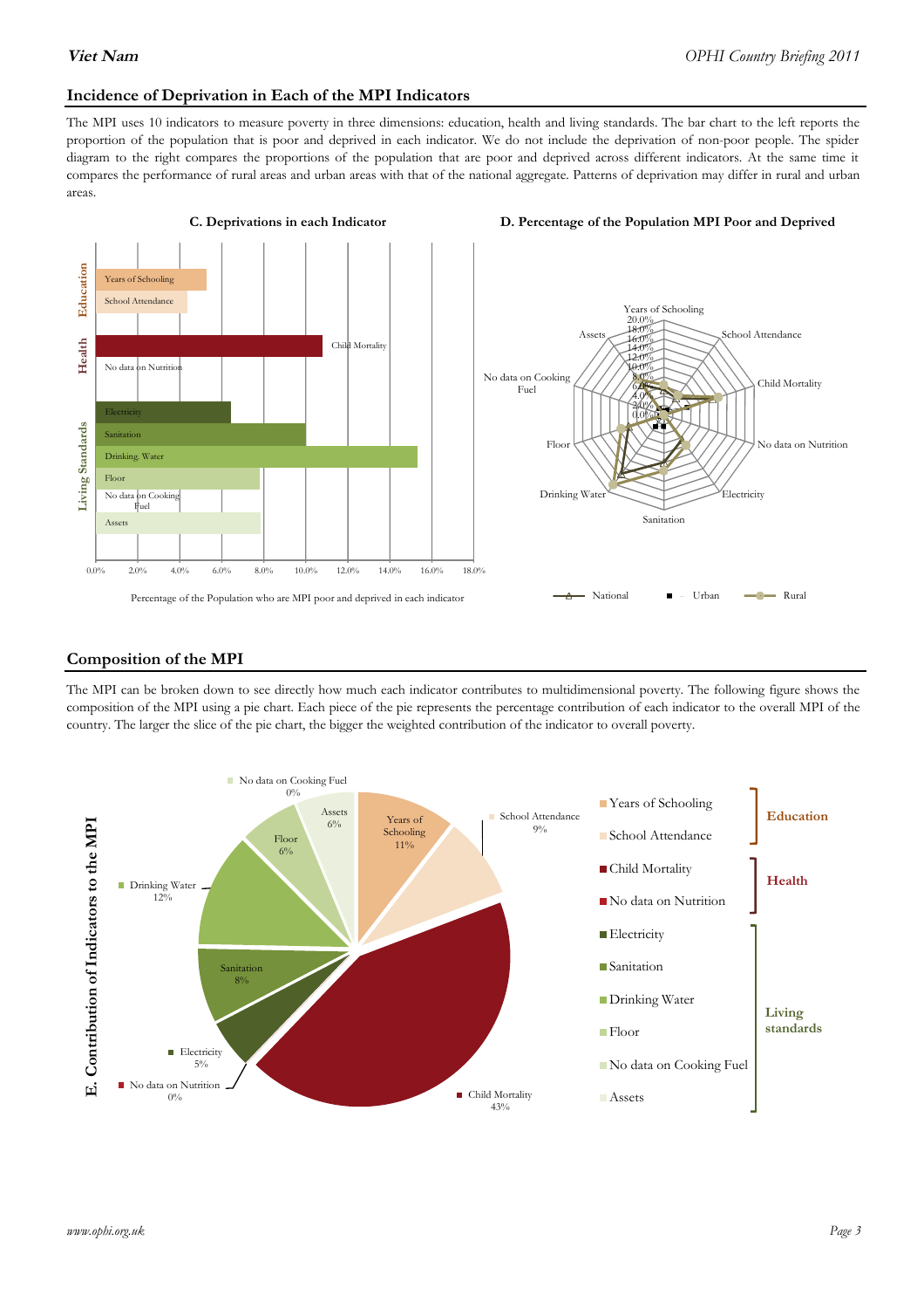## Incidence of Deprivation in Each of the MPI Indicators

The MPI uses 10 indicators to measure poverty in three dimensions: education, health and living standards. The bar chart to the left reports the proportion of the population that is poor and deprived in each indicator. We do not include the deprivation of non-poor people. The spider diagram to the right compares the proportions of the population that are poor and deprived across different indicators. At the same time it compares the performance of rural areas and urban areas with that of the national aggregate. Patterns of deprivation may differ in rural and urban areas.

**C. Deprivations in each Indicator**

Percentage of the Population who are MPI poor and deprived in each indicator

**D. Percentage of the Population MPI Poor and Deprived**

National — Urban — Rural

## Composition of the MPI

The MPI can be broken down to see directly how much each indicator contributes to multidimensional poverty. The following figure shows the composition of the MPI using a pie chart. Each piece of the pie represents the percentage contribution of each indicator to the overall MPI of the country. The larger the slice of the pie chart, the bigger the weighted contribution of the indicator to overall poverty.

**E. Contribution of Indicators to the MPI**

| Dimension | Indicator | Contribution |
|---|---|---|
| Education | Years of Schooling | 11% |
| | School Attendance | 9% |
| Health | Child Mortality | 43% |
| | No data on Nutrition | 0% |
| Living standards | Electricity | 5% |
| | Sanitation | 8% |
| | Drinking Water | 12% |
| | Floor | 6% |
| | No data on Cooking Fuel | 0% |
| | Assets | 6% |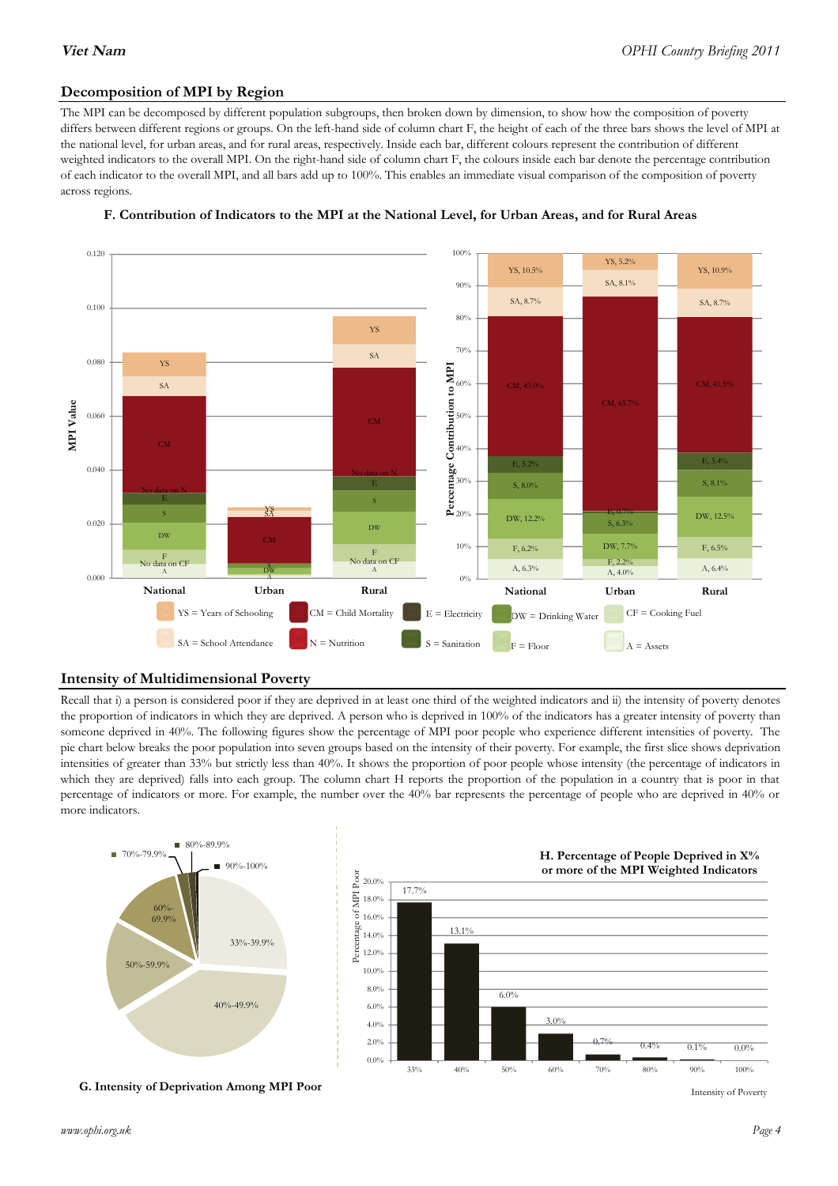## Decomposition of MPI by Region

The MPI can be decomposed by different population subgroups, then broken down by dimension, to show how the composition of poverty differs between different regions or groups. On the left-hand side of column chart F, the height of each of the three bars shows the level of MPI at the national level, for urban areas, and for rural areas, respectively. Inside each bar, different colours represent the contribution of different weighted indicators to the overall MPI. On the right-hand side of column chart F, the colours inside each bar denote the percentage contribution of each indicator to the overall MPI, and all bars add up to 100%. This enables an immediate visual comparison of the composition of poverty across regions.

**F. Contribution of Indicators to the MPI at the National Level, for Urban Areas, and for Rural Areas**

Percentage Contribution to MPI:

| Indicator | National | Urban | Rural |
|---|---|---|---|
| YS = Years of Schooling | 10.5% | 5.2% | 10.9% |
| SA = School Attendance | 8.7% | 8.1% | 8.7% |
| CM = Child Mortality | 43.0% | 65.7% | 41.5% |
| N = Nutrition | No data | No data | No data |
| E = Electricity | 5.2% | 0.7% | 5.4% |
| S = Sanitation | 8.0% | 6.3% | 8.1% |
| DW = Drinking Water | 12.2% | 7.7% | 12.5% |
| F = Floor | 6.2% | 2.2% | 6.5% |
| CF = Cooking Fuel | No data | No data | No data |
| A = Assets | 6.3% | 4.0% | 6.4% |

## Intensity of Multidimensional Poverty

Recall that i) a person is considered poor if they are deprived in at least one third of the weighted indicators and ii) the intensity of poverty denotes the proportion of indicators in which they are deprived. A person who is deprived in 100% of the indicators has a greater intensity of poverty than someone deprived in 40%. The following figures show the percentage of MPI poor people who experience different intensities of poverty. The pie chart below breaks the poor population into seven groups based on the intensity of their poverty. For example, the first slice shows deprivation intensities of greater than 33% but strictly less than 40%. It shows the proportion of poor people whose intensity (the percentage of indicators in which they are deprived) falls into each group. The column chart H reports the proportion of the population in a country that is poor in that percentage of indicators or more. For example, the number over the 40% bar represents the percentage of people who are deprived in 40% or more indicators.

**G. Intensity of Deprivation Among MPI Poor**

**H. Percentage of People Deprived in X% or more of the MPI Weighted Indicators**

| Intensity of Poverty | 33% | 40% | 50% | 60% | 70% | 80% | 90% | 100% |
|---|---|---|---|---|---|---|---|---|
| Percentage of MPI Poor | 17.7% | 13.1% | 6.0% | 3.0% | 0.7% | 0.4% | 0.1% | 0.0% |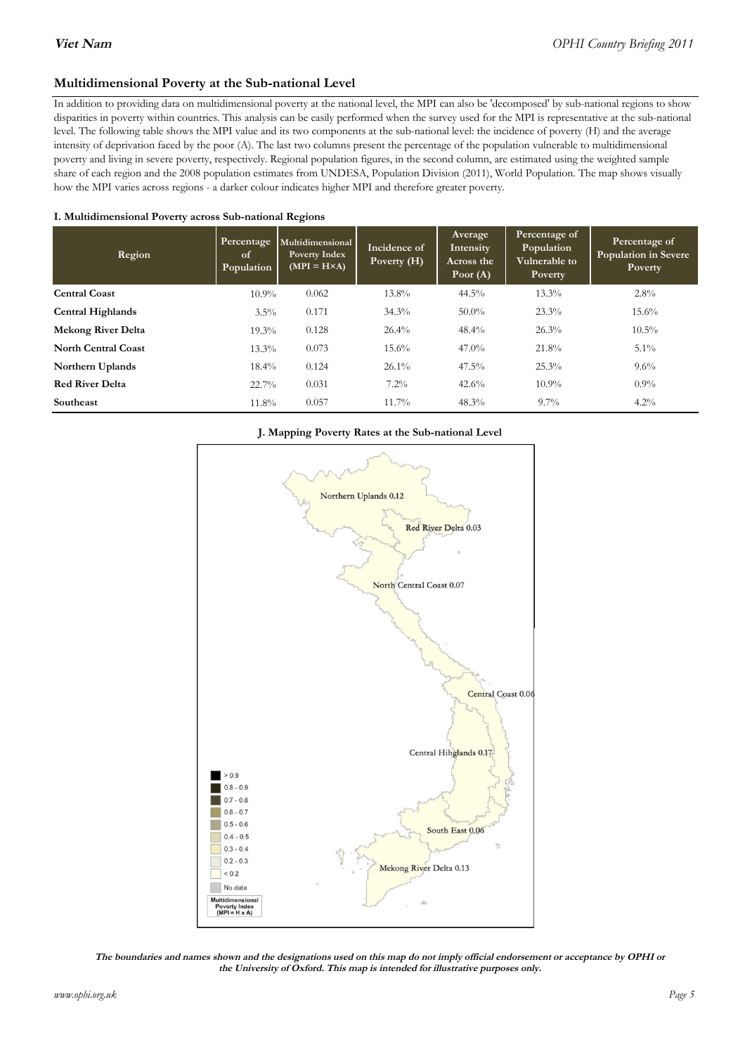## Multidimensional Poverty at the Sub-national Level

In addition to providing data on multidimensional poverty at the national level, the MPI can also be 'decomposed' by sub-national regions to show disparities in poverty within countries. This analysis can be easily performed when the survey used for the MPI is representative at the sub-national level. The following table shows the MPI value and its two components at the sub-national level: the incidence of poverty (H) and the average intensity of deprivation faced by the poor (A). The last two columns present the percentage of the population vulnerable to multidimensional poverty and living in severe poverty, respectively. Regional population figures, in the second column, are estimated using the weighted sample share of each region and the 2008 population estimates from UNDESA, Population Division (2011), World Population. The map shows visually how the MPI varies across regions - a darker colour indicates higher MPI and therefore greater poverty.

### I. Multidimensional Poverty across Sub-national Regions

| Region | Percentage of Population | Multidimensional Poverty Index (MPI = H×A) | Incidence of Poverty (H) | Average Intensity Across the Poor (A) | Percentage of Population Vulnerable to Poverty | Percentage of Population in Severe Poverty |
|---|---|---|---|---|---|---|
| **Central Coast** | 10.9% | 0.062 | 13.8% | 44.5% | 13.3% | 2.8% |
| **Central Highlands** | 3.5% | 0.171 | 34.3% | 50.0% | 23.3% | 15.6% |
| **Mekong River Delta** | 19.3% | 0.128 | 26.4% | 48.4% | 26.3% | 10.5% |
| **North Central Coast** | 13.3% | 0.073 | 15.6% | 47.0% | 21.8% | 5.1% |
| **Northern Uplands** | 18.4% | 0.124 | 26.1% | 47.5% | 25.3% | 9.6% |
| **Red River Delta** | 22.7% | 0.031 | 7.2% | 42.6% | 10.9% | 0.9% |
| **Southeast** | 11.8% | 0.057 | 11.7% | 48.3% | 9.7% | 4.2% |

### J. Mapping Poverty Rates at the Sub-national Level

Northern Uplands 0.12
Red River Delta 0.03
North Central Coast 0.07
Central Coast 0.06
Central Hihglands 0.17
South East 0.06
Mekong River Delta 0.13

> 0.9
0.8 - 0.9
0.7 - 0.8
0.6 - 0.7
0.5 - 0.6
0.4 - 0.5
0.3 - 0.4
0.2 - 0.3
< 0.2
No data
Multidimensional Poverty Index (MPI = H x A)

***The boundaries and names shown and the designations used on this map do not imply official endorsement or acceptance by OPHI or the University of Oxford. This map is intended for illustrative purposes only.***